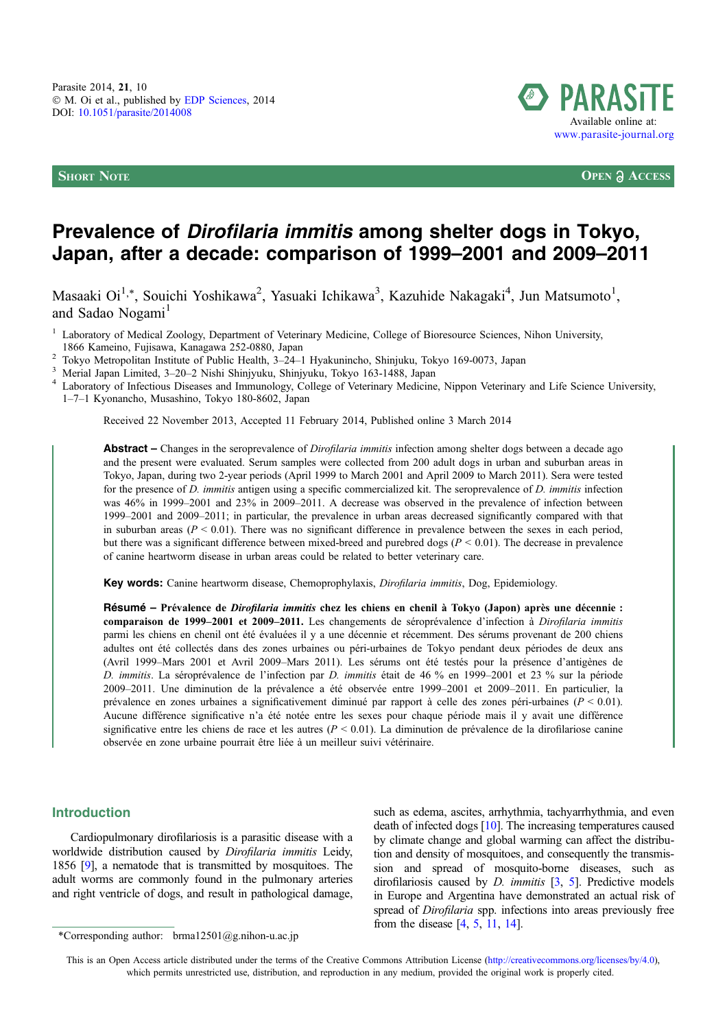Short Note

Open Access

# Prevalence of *Dirofilaria immitis* among shelter dogs in Tokyo, Japan, after a decade: comparison of 1999–2001 and 2009–2011

Masaaki Oi[1,*], Souichi Yoshikawa[2], Yasuaki Ichikawa[3], Kazuhide Nakagaki[4], Jun Matsumoto[1], and Sadao Nogami[1]

[1] Laboratory of Medical Zoology, Department of Veterinary Medicine, College of Bioresource Sciences, Nihon University, 1866 Kameino, Fujisawa, Kanagawa 252-0880, Japan
[2] Tokyo Metropolitan Institute of Public Health, 3–24–1 Hyakunincho, Shinjuku, Tokyo 169-0073, Japan
[3] Merial Japan Limited, 3–20–2 Nishi Shinjyuku, Shinjyuku, Tokyo 163-1488, Japan
[4] Laboratory of Infectious Diseases and Immunology, College of Veterinary Medicine, Nippon Veterinary and Life Science University, 1–7–1 Kyonancho, Musashino, Tokyo 180-8602, Japan

Received 22 November 2013, Accepted 11 February 2014, Published online 3 March 2014

**Abstract** – Changes in the seroprevalence of *Dirofilaria immitis* infection among shelter dogs between a decade ago and the present were evaluated. Serum samples were collected from 200 adult dogs in urban and suburban areas in Tokyo, Japan, during two 2-year periods (April 1999 to March 2001 and April 2009 to March 2011). Sera were tested for the presence of *D. immitis* antigen using a specific commercialized kit. The seroprevalence of *D. immitis* infection was 46% in 1999–2001 and 23% in 2009–2011. A decrease was observed in the prevalence of infection between 1999–2001 and 2009–2011; in particular, the prevalence in urban areas decreased significantly compared with that in suburban areas ($P < 0.01$). There was no significant difference in prevalence between the sexes in each period, but there was a significant difference between mixed-breed and purebred dogs ($P < 0.01$). The decrease in prevalence of canine heartworm disease in urban areas could be related to better veterinary care.

**Key words:** Canine heartworm disease, Chemoprophylaxis, *Dirofilaria immitis*, Dog, Epidemiology.

**Résumé – Prévalence de *Dirofilaria immitis* chez les chiens en chenil à Tokyo (Japon) après une décennie : comparaison de 1999–2001 et 2009–2011.** Les changements de séroprévalence d'infection à *Dirofilaria immitis* parmi les chiens en chenil ont été évaluées il y a une décennie et récemment. Des sérums provenant de 200 chiens adultes ont été collectés dans des zones urbaines ou péri-urbaines de Tokyo pendant deux périodes de deux ans (Avril 1999–Mars 2001 et Avril 2009–Mars 2011). Les sérums ont été testés pour la présence d'antigènes de *D. immitis*. La séroprévalence de l'infection par *D. immitis* était de 46 % en 1999–2001 et 23 % sur la période 2009–2011. Une diminution de la prévalence a été observée entre 1999–2001 et 2009–2011. En particulier, la prévalence en zones urbaines a significativement diminué par rapport à celle des zones péri-urbaines ($P < 0.01$). Aucune différence significative n'a été notée entre les sexes pour chaque période mais il y avait une différence significative entre les chiens de race et les autres ($P < 0.01$). La diminution de prévalence de la dirofilariose canine observée en zone urbaine pourrait être liée à un meilleur suivi vétérinaire.

## Introduction

Cardiopulmonary dirofilariosis is a parasitic disease with a worldwide distribution caused by *Dirofilaria immitis* Leidy, 1856 [9], a nematode that is transmitted by mosquitoes. The adult worms are commonly found in the pulmonary arteries and right ventricle of dogs, and result in pathological damage, such as edema, ascites, arrhythmia, tachyarrhythmia, and even death of infected dogs [10]. The increasing temperatures caused by climate change and global warming can affect the distribution and density of mosquitoes, and consequently the transmission and spread of mosquito-borne diseases, such as dirofilariosis caused by *D. immitis* [3, 5]. Predictive models in Europe and Argentina have demonstrated an actual risk of spread of *Dirofilaria* spp. infections into areas previously free from the disease [4, 5, 11, 14].

*Corresponding author: brma12501@g.nihon-u.ac.jp

This is an Open Access article distributed under the terms of the Creative Commons Attribution License (http://creativecommons.org/licenses/by/4.0), which permits unrestricted use, distribution, and reproduction in any medium, provided the original work is properly cited.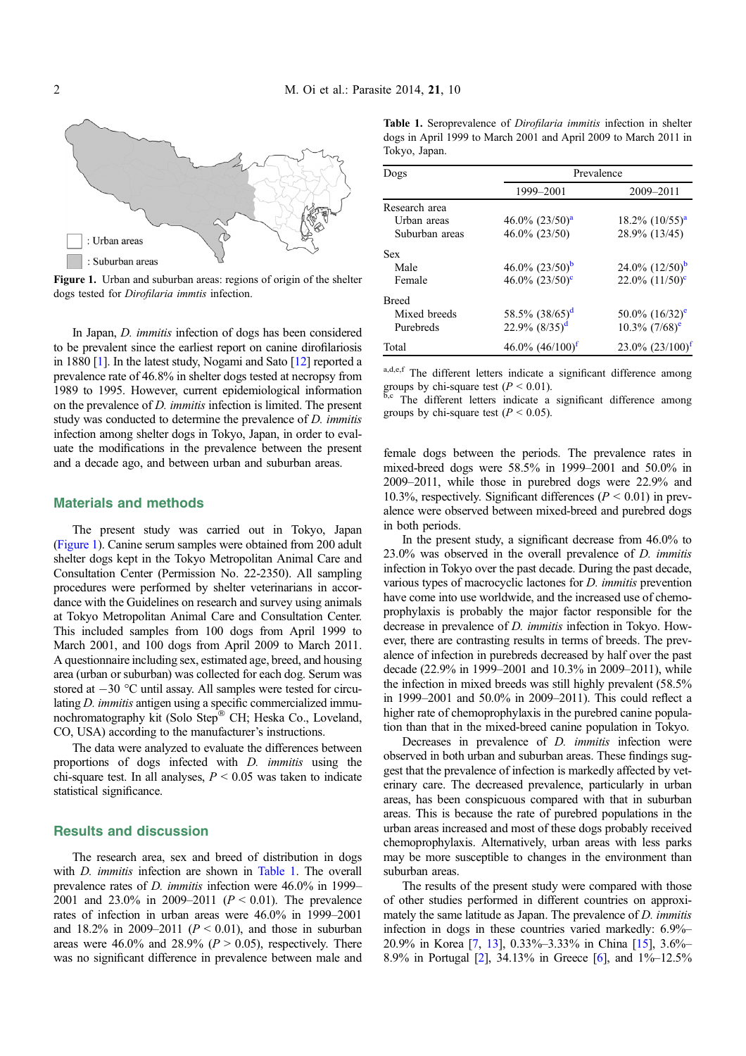Figure 1. Urban and suburban areas: regions of origin of the shelter dogs tested for *Dirofilaria immtis* infection.

In Japan, *D. immitis* infection of dogs has been considered to be prevalent since the earliest report on canine dirofilariosis in 1880 [1]. In the latest study, Nogami and Sato [12] reported a prevalence rate of 46.8% in shelter dogs tested at necropsy from 1989 to 1995. However, current epidemiological information on the prevalence of *D. immitis* infection is limited. The present study was conducted to determine the prevalence of *D. immitis* infection among shelter dogs in Tokyo, Japan, in order to evaluate the modifications in the prevalence between the present and a decade ago, and between urban and suburban areas.

## Materials and methods

The present study was carried out in Tokyo, Japan (Figure 1). Canine serum samples were obtained from 200 adult shelter dogs kept in the Tokyo Metropolitan Animal Care and Consultation Center (Permission No. 22-2350). All sampling procedures were performed by shelter veterinarians in accordance with the Guidelines on research and survey using animals at Tokyo Metropolitan Animal Care and Consultation Center. This included samples from 100 dogs from April 1999 to March 2001, and 100 dogs from April 2009 to March 2011. A questionnaire including sex, estimated age, breed, and housing area (urban or suburban) was collected for each dog. Serum was stored at −30 °C until assay. All samples were tested for circulating *D. immitis* antigen using a specific commercialized immunochromatography kit (Solo Step® CH; Heska Co., Loveland, CO, USA) according to the manufacturer's instructions.

The data were analyzed to evaluate the differences between proportions of dogs infected with *D. immitis* using the chi-square test. In all analyses, $P < 0.05$ was taken to indicate statistical significance.

## Results and discussion

The research area, sex and breed of distribution in dogs with *D. immitis* infection are shown in Table 1. The overall prevalence rates of *D. immitis* infection were 46.0% in 1999–2001 and 23.0% in 2009–2011 ($P < 0.01$). The prevalence rates of infection in urban areas were 46.0% in 1999–2001 and 18.2% in 2009–2011 ($P < 0.01$), and those in suburban areas were 46.0% and 28.9% ($P > 0.05$), respectively. There was no significant difference in prevalence between male and female dogs between the periods. The prevalence rates in mixed-breed dogs were 58.5% in 1999–2001 and 50.0% in 2009–2011, while those in purebred dogs were 22.9% and 10.3%, respectively. Significant differences ($P < 0.01$) in prevalence were observed between mixed-breed and purebred dogs in both periods.

**Table 1.** Seroprevalence of *Dirofilaria immitis* infection in shelter dogs in April 1999 to March 2001 and April 2009 to March 2011 in Tokyo, Japan.

| Dogs | Prevalence | |
|---|---|---|
| | 1999–2001 | 2009–2011 |
| Research area | | |
| Urban areas | 46.0% (23/50)[a] | 18.2% (10/55)[a] |
| Suburban areas | 46.0% (23/50) | 28.9% (13/45) |
| Sex | | |
| Male | 46.0% (23/50)[b] | 24.0% (12/50)[b] |
| Female | 46.0% (23/50)[c] | 22.0% (11/50)[c] |
| Breed | | |
| Mixed breeds | 58.5% (38/65)[d] | 50.0% (16/32)[e] |
| Purebreds | 22.9% (8/35)[d] | 10.3% (7/68)[e] |
| Total | 46.0% (46/100)[f] | 23.0% (23/100)[f] |

[a,d,e,f] The different letters indicate a significant difference among groups by chi-square test ($P < 0.01$).
[b,c] The different letters indicate a significant difference among groups by chi-square test ($P < 0.05$).

In the present study, a significant decrease from 46.0% to 23.0% was observed in the overall prevalence of *D. immitis* infection in Tokyo over the past decade. During the past decade, various types of macrocyclic lactones for *D. immitis* prevention have come into use worldwide, and the increased use of chemoprophylaxis is probably the major factor responsible for the decrease in prevalence of *D. immitis* infection in Tokyo. However, there are contrasting results in terms of breeds. The prevalence of infection in purebreds decreased by half over the past decade (22.9% in 1999–2001 and 10.3% in 2009–2011), while the infection in mixed breeds was still highly prevalent (58.5% in 1999–2001 and 50.0% in 2009–2011). This could reflect a higher rate of chemoprophylaxis in the purebred canine population than that in the mixed-breed canine population in Tokyo.

Decreases in prevalence of *D. immitis* infection were observed in both urban and suburban areas. These findings suggest that the prevalence of infection is markedly affected by veterinary care. The decreased prevalence, particularly in urban areas, has been conspicuous compared with that in suburban areas. This is because the rate of purebred populations in the urban areas increased and most of these dogs probably received chemoprophylaxis. Alternatively, urban areas with less parks may be more susceptible to changes in the environment than suburban areas.

The results of the present study were compared with those of other studies performed in different countries on approximately the same latitude as Japan. The prevalence of *D. immitis* infection in dogs in these countries varied markedly: 6.9%–20.9% in Korea [7, 13], 0.33%–3.33% in China [15], 3.6%–8.9% in Portugal [2], 34.13% in Greece [6], and 1%–12.5%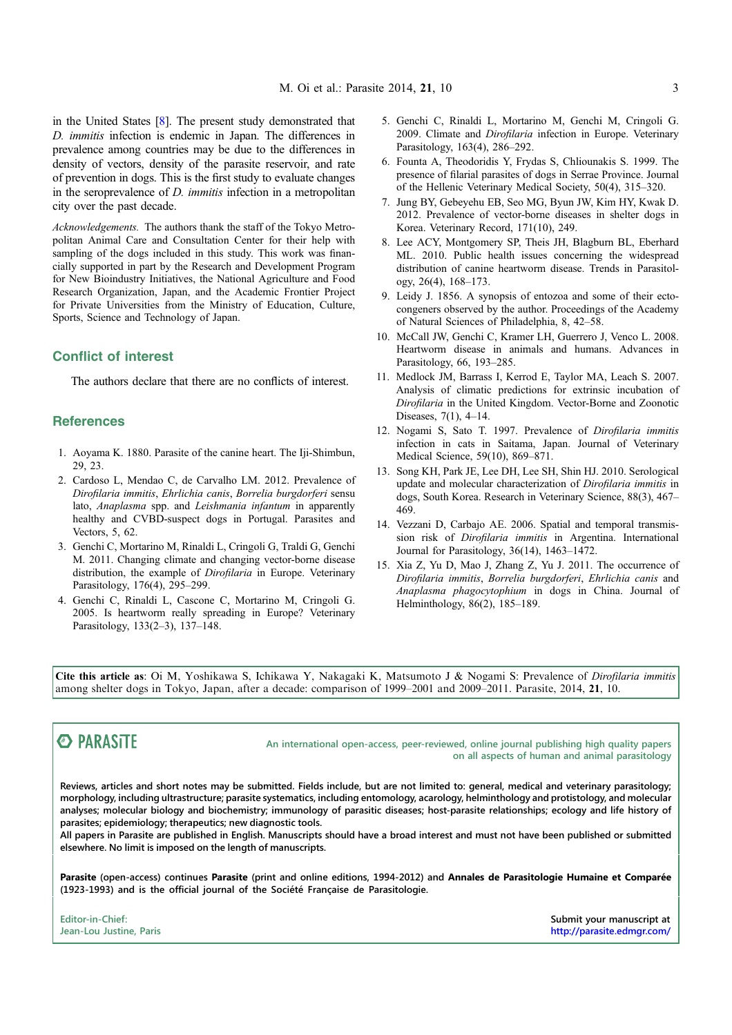in the United States [8]. The present study demonstrated that *D. immitis* infection is endemic in Japan. The differences in prevalence among countries may be due to the differences in density of vectors, density of the parasite reservoir, and rate of prevention in dogs. This is the first study to evaluate changes in the seroprevalence of *D. immitis* infection in a metropolitan city over the past decade.

*Acknowledgements.* The authors thank the staff of the Tokyo Metropolitan Animal Care and Consultation Center for their help with sampling of the dogs included in this study. This work was financially supported in part by the Research and Development Program for New Bioindustry Initiatives, the National Agriculture and Food Research Organization, Japan, and the Academic Frontier Project for Private Universities from the Ministry of Education, Culture, Sports, Science and Technology of Japan.

## Conflict of interest

The authors declare that there are no conflicts of interest.

## References

1. Aoyama K. 1880. Parasite of the canine heart. The Iji-Shimbun, 29, 23.
2. Cardoso L, Mendao C, de Carvalho LM. 2012. Prevalence of *Dirofilaria immitis*, *Ehrlichia canis*, *Borrelia burgdorferi* sensu lato, *Anaplasma* spp. and *Leishmania infantum* in apparently healthy and CVBD-suspect dogs in Portugal. Parasites and Vectors, 5, 62.
3. Genchi C, Mortarino M, Rinaldi L, Cringoli G, Traldi G, Genchi M. 2011. Changing climate and changing vector-borne disease distribution, the example of *Dirofilaria* in Europe. Veterinary Parasitology, 176(4), 295–299.
4. Genchi C, Rinaldi L, Cascone C, Mortarino M, Cringoli G. 2005. Is heartworm really spreading in Europe? Veterinary Parasitology, 133(2–3), 137–148.
5. Genchi C, Rinaldi L, Mortarino M, Genchi M, Cringoli G. 2009. Climate and *Dirofilaria* infection in Europe. Veterinary Parasitology, 163(4), 286–292.
6. Founta A, Theodoridis Y, Frydas S, Chliounakis S. 1999. The presence of filarial parasites of dogs in Serrae Province. Journal of the Hellenic Veterinary Medical Society, 50(4), 315–320.
7. Jung BY, Gebeyehu EB, Seo MG, Byun JW, Kim HY, Kwak D. 2012. Prevalence of vector-borne diseases in shelter dogs in Korea. Veterinary Record, 171(10), 249.
8. Lee ACY, Montgomery SP, Theis JH, Blagburn BL, Eberhard ML. 2010. Public health issues concerning the widespread distribution of canine heartworm disease. Trends in Parasitology, 26(4), 168–173.
9. Leidy J. 1856. A synopsis of entozoa and some of their ecto-congeners observed by the author. Proceedings of the Academy of Natural Sciences of Philadelphia, 8, 42–58.
10. McCall JW, Genchi C, Kramer LH, Guerrero J, Venco L. 2008. Heartworm disease in animals and humans. Advances in Parasitology, 66, 193–285.
11. Medlock JM, Barrass I, Kerrod E, Taylor MA, Leach S. 2007. Analysis of climatic predictions for extrinsic incubation of *Dirofilaria* in the United Kingdom. Vector-Borne and Zoonotic Diseases, 7(1), 4–14.
12. Nogami S, Sato T. 1997. Prevalence of *Dirofilaria immitis* infection in cats in Saitama, Japan. Journal of Veterinary Medical Science, 59(10), 869–871.
13. Song KH, Park JE, Lee DH, Lee SH, Shin HJ. 2010. Serological update and molecular characterization of *Dirofilaria immitis* in dogs, South Korea. Research in Veterinary Science, 88(3), 467–469.
14. Vezzani D, Carbajo AE. 2006. Spatial and temporal transmission risk of *Dirofilaria immitis* in Argentina. International Journal for Parasitology, 36(14), 1463–1472.
15. Xia Z, Yu D, Mao J, Zhang Z, Yu J. 2011. The occurrence of *Dirofilaria immitis*, *Borrelia burgdorferi*, *Ehrlichia canis* and *Anaplasma phagocytophium* in dogs in China. Journal of Helminthology, 86(2), 185–189.

**Cite this article as**: Oi M, Yoshikawa S, Ichikawa Y, Nakagaki K, Matsumoto J & Nogami S: Prevalence of *Dirofilaria immitis* among shelter dogs in Tokyo, Japan, after a decade: comparison of 1999–2001 and 2009–2011. Parasite, 2014, **21**, 10.

**PARASITE**

An international open-access, peer-reviewed, online journal publishing high quality papers on all aspects of human and animal parasitology

Reviews, articles and short notes may be submitted. Fields include, but are not limited to: general, medical and veterinary parasitology; morphology, including ultrastructure; parasite systematics, including entomology, acarology, helminthology and protistology, and molecular analyses; molecular biology and biochemistry; immunology of parasitic diseases; host-parasite relationships; ecology and life history of parasites; epidemiology; therapeutics; new diagnostic tools.
All papers in Parasite are published in English. Manuscripts should have a broad interest and must not have been published or submitted elsewhere. No limit is imposed on the length of manuscripts.

**Parasite** (open-access) continues **Parasite** (print and online editions, 1994-2012) and **Annales de Parasitologie Humaine et Comparée** (1923-1993) and is the official journal of the Société Française de Parasitologie.

Editor-in-Chief:
Jean-Lou Justine, Paris

Submit your manuscript at
http://parasite.edmgr.com/